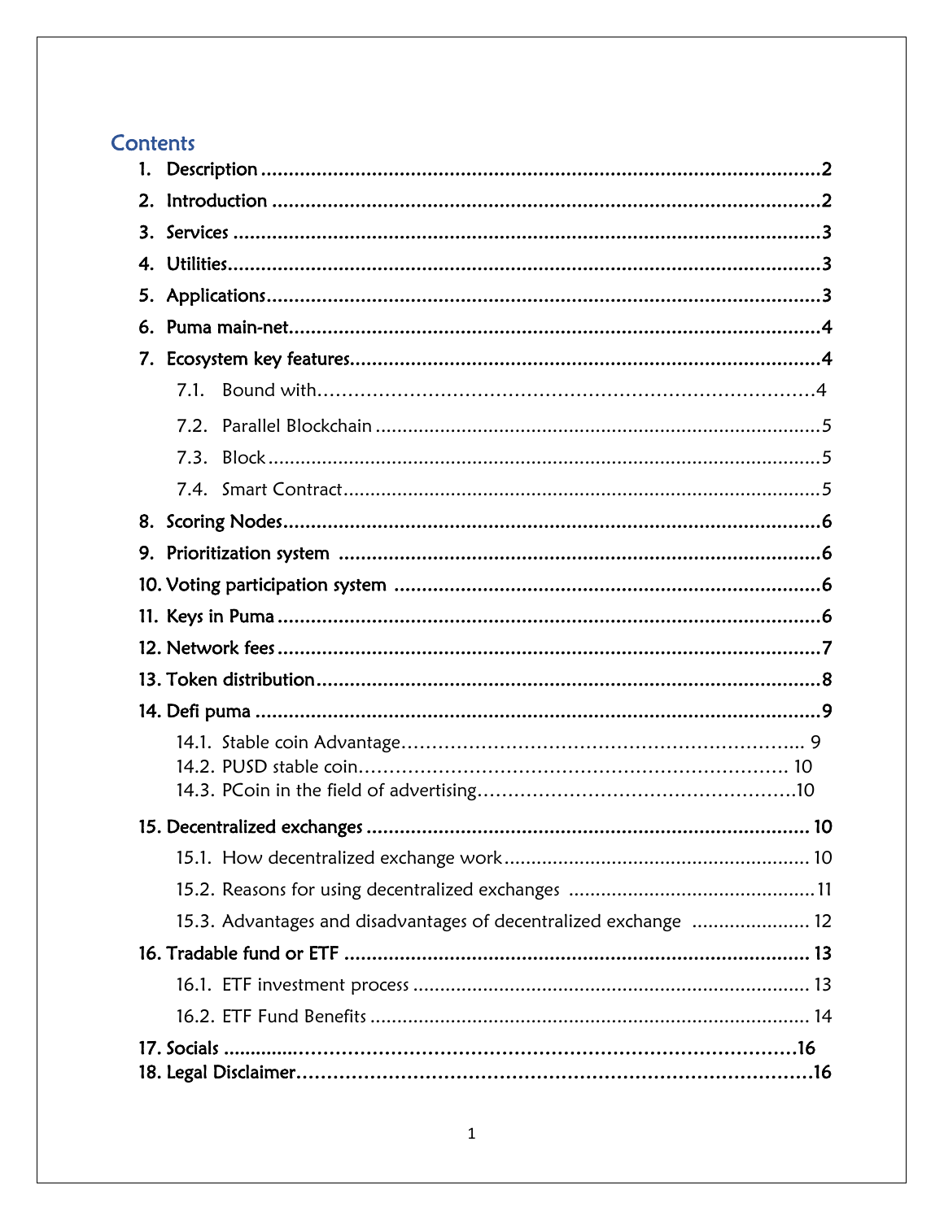# Contents

1. Description ........................................................................................................2
2. Introduction .......................................................................................................2
3. Services ..............................................................................................................3
4. Utilities................................................................................................................3
5. Applications........................................................................................................3
6. Puma main-net...................................................................................................4
7. Ecosystem key features......................................................................................4
   - 7.1. Bound with..........................................................................................4
   - 7.2. Parallel Blockchain ..............................................................................5
   - 7.3. Block ....................................................................................................5
   - 7.4. Smart Contract......................................................................................5
8. Scoring Nodes.....................................................................................................6
9. Prioritization system ..........................................................................................6
10. Voting participation system ...............................................................................6
11. Keys in Puma ......................................................................................................6
12. Network fees ......................................................................................................7
13. Token distribution...............................................................................................8
14. Defi puma ...........................................................................................................9
    - 14.1. Stable coin Advantage........................................................................ 9
    - 14.2. PUSD stable coin............................................................................... 10
    - 14.3. PCoin in the field of advertising.........................................................10
15. Decentralized exchanges ................................................................................. 10
    - 15.1. How decentralized exchange work .................................................. 10
    - 15.2. Reasons for using decentralized exchanges .......................................11
    - 15.3. Advantages and disadvantages of decentralized exchange ................ 12
16. Tradable fund or ETF ...................................................................................... 13
    - 16.1. ETF investment process .................................................................... 13
    - 16.2. ETF Fund Benefits ............................................................................. 14
17. Socials ...............................................................................................................16
18. Legal Disclaimer.................................................................................................16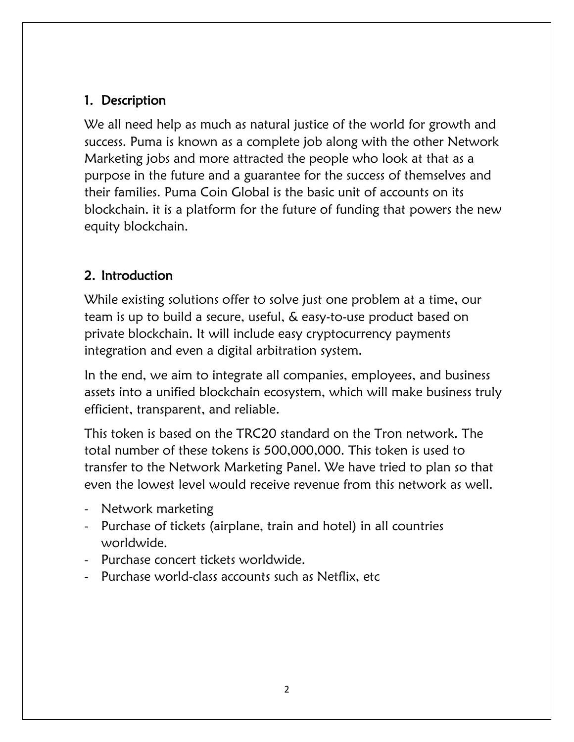## 1. Description

We all need help as much as natural justice of the world for growth and success. Puma is known as a complete job along with the other Network Marketing jobs and more attracted the people who look at that as a purpose in the future and a guarantee for the success of themselves and their families. Puma Coin Global is the basic unit of accounts on its blockchain. it is a platform for the future of funding that powers the new equity blockchain.

## 2. Introduction

While existing solutions offer to solve just one problem at a time, our team is up to build a secure, useful, & easy-to-use product based on private blockchain. It will include easy cryptocurrency payments integration and even a digital arbitration system.

In the end, we aim to integrate all companies, employees, and business assets into a unified blockchain ecosystem, which will make business truly efficient, transparent, and reliable.

This token is based on the TRC20 standard on the Tron network. The total number of these tokens is 500,000,000. This token is used to transfer to the Network Marketing Panel. We have tried to plan so that even the lowest level would receive revenue from this network as well.

- Network marketing
- Purchase of tickets (airplane, train and hotel) in all countries worldwide.
- Purchase concert tickets worldwide.
- Purchase world-class accounts such as Netflix, etc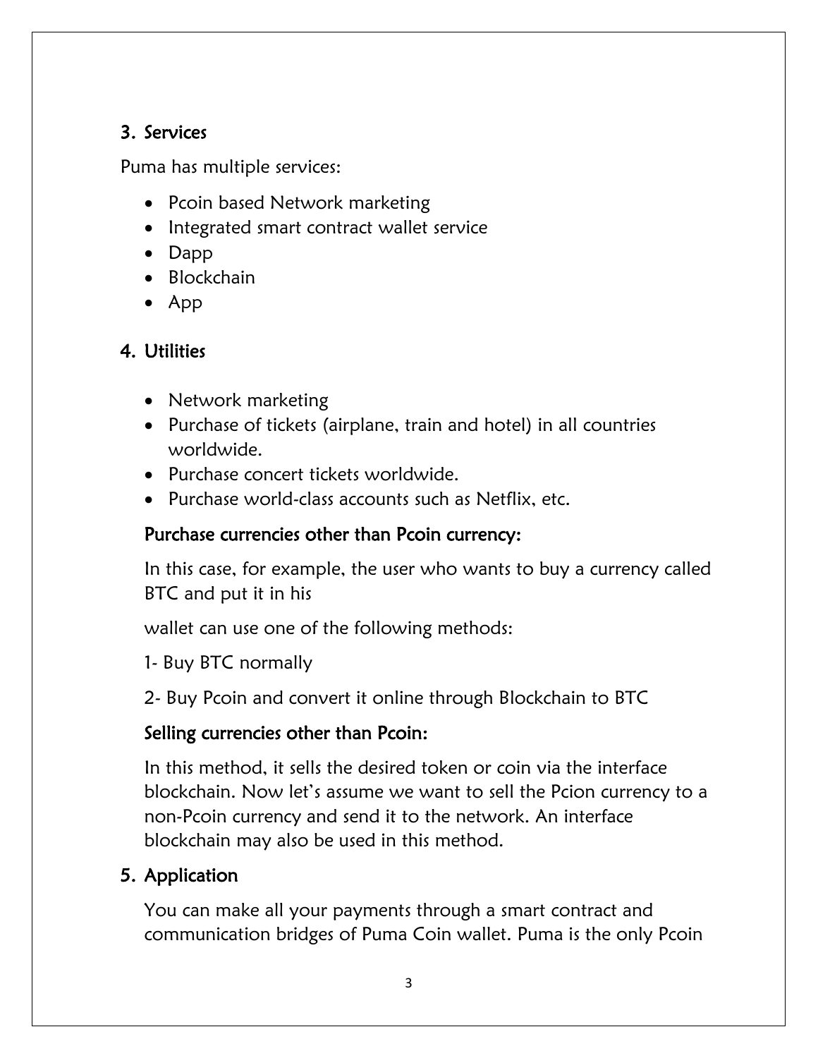## 3. Services

Puma has multiple services:

- Pcoin based Network marketing
- Integrated smart contract wallet service
- Dapp
- Blockchain
- App

## 4. Utilities

- Network marketing
- Purchase of tickets (airplane, train and hotel) in all countries worldwide.
- Purchase concert tickets worldwide.
- Purchase world-class accounts such as Netflix, etc.

### Purchase currencies other than Pcoin currency:

In this case, for example, the user who wants to buy a currency called BTC and put it in his

wallet can use one of the following methods:

1- Buy BTC normally

2- Buy Pcoin and convert it online through Blockchain to BTC

### Selling currencies other than Pcoin:

In this method, it sells the desired token or coin via the interface blockchain. Now let's assume we want to sell the Pcion currency to a non-Pcoin currency and send it to the network. An interface blockchain may also be used in this method.

## 5. Application

You can make all your payments through a smart contract and communication bridges of Puma Coin wallet. Puma is the only Pcoin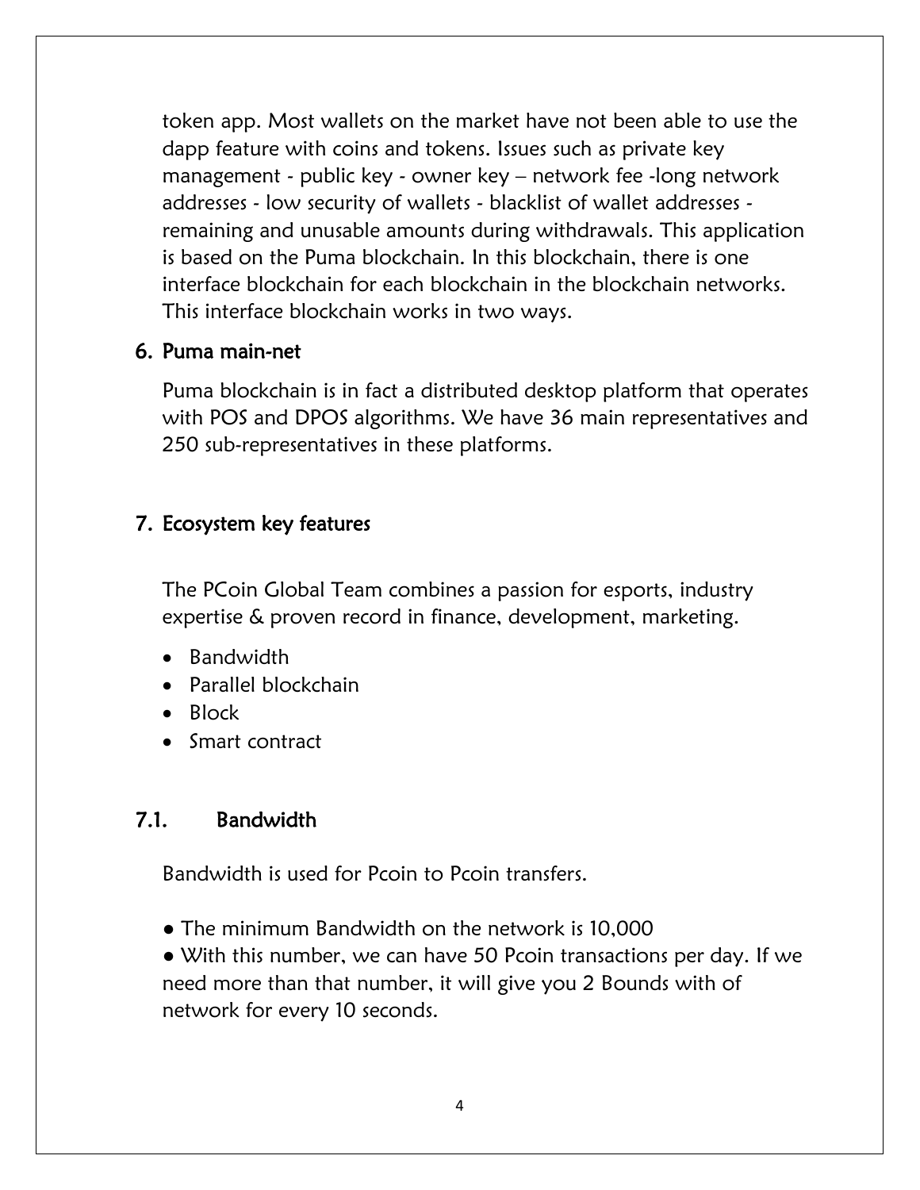token app. Most wallets on the market have not been able to use the dapp feature with coins and tokens. Issues such as private key management - public key - owner key – network fee -long network addresses - low security of wallets - blacklist of wallet addresses - remaining and unusable amounts during withdrawals. This application is based on the Puma blockchain. In this blockchain, there is one interface blockchain for each blockchain in the blockchain networks. This interface blockchain works in two ways.

## 6. Puma main-net

Puma blockchain is in fact a distributed desktop platform that operates with POS and DPOS algorithms. We have 36 main representatives and 250 sub-representatives in these platforms.

## 7. Ecosystem key features

The PCoin Global Team combines a passion for esports, industry expertise & proven record in finance, development, marketing.

- Bandwidth
- Parallel blockchain
- Block
- Smart contract

### 7.1. Bandwidth

Bandwidth is used for Pcoin to Pcoin transfers.

- The minimum Bandwidth on the network is 10,000
- With this number, we can have 50 Pcoin transactions per day. If we need more than that number, it will give you 2 Bounds with of network for every 10 seconds.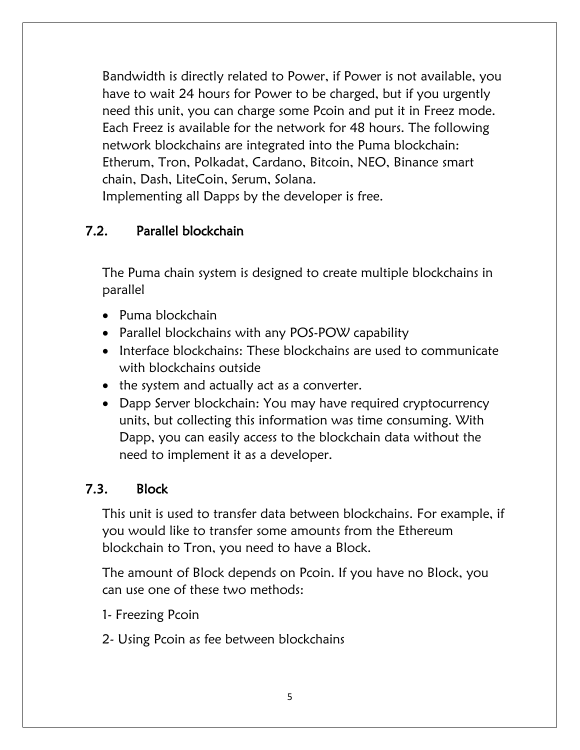Bandwidth is directly related to Power, if Power is not available, you have to wait 24 hours for Power to be charged, but if you urgently need this unit, you can charge some Pcoin and put it in Freez mode. Each Freez is available for the network for 48 hours. The following network blockchains are integrated into the Puma blockchain: Etherum, Tron, Polkadat, Cardano, Bitcoin, NEO, Binance smart chain, Dash, LiteCoin, Serum, Solana.
Implementing all Dapps by the developer is free.

### 7.2. Parallel blockchain

The Puma chain system is designed to create multiple blockchains in parallel

- Puma blockchain
- Parallel blockchains with any POS-POW capability
- Interface blockchains: These blockchains are used to communicate with blockchains outside
- the system and actually act as a converter.
- Dapp Server blockchain: You may have required cryptocurrency units, but collecting this information was time consuming. With Dapp, you can easily access to the blockchain data without the need to implement it as a developer.

### 7.3. Block

This unit is used to transfer data between blockchains. For example, if you would like to transfer some amounts from the Ethereum blockchain to Tron, you need to have a Block.

The amount of Block depends on Pcoin. If you have no Block, you can use one of these two methods:

1- Freezing Pcoin

2- Using Pcoin as fee between blockchains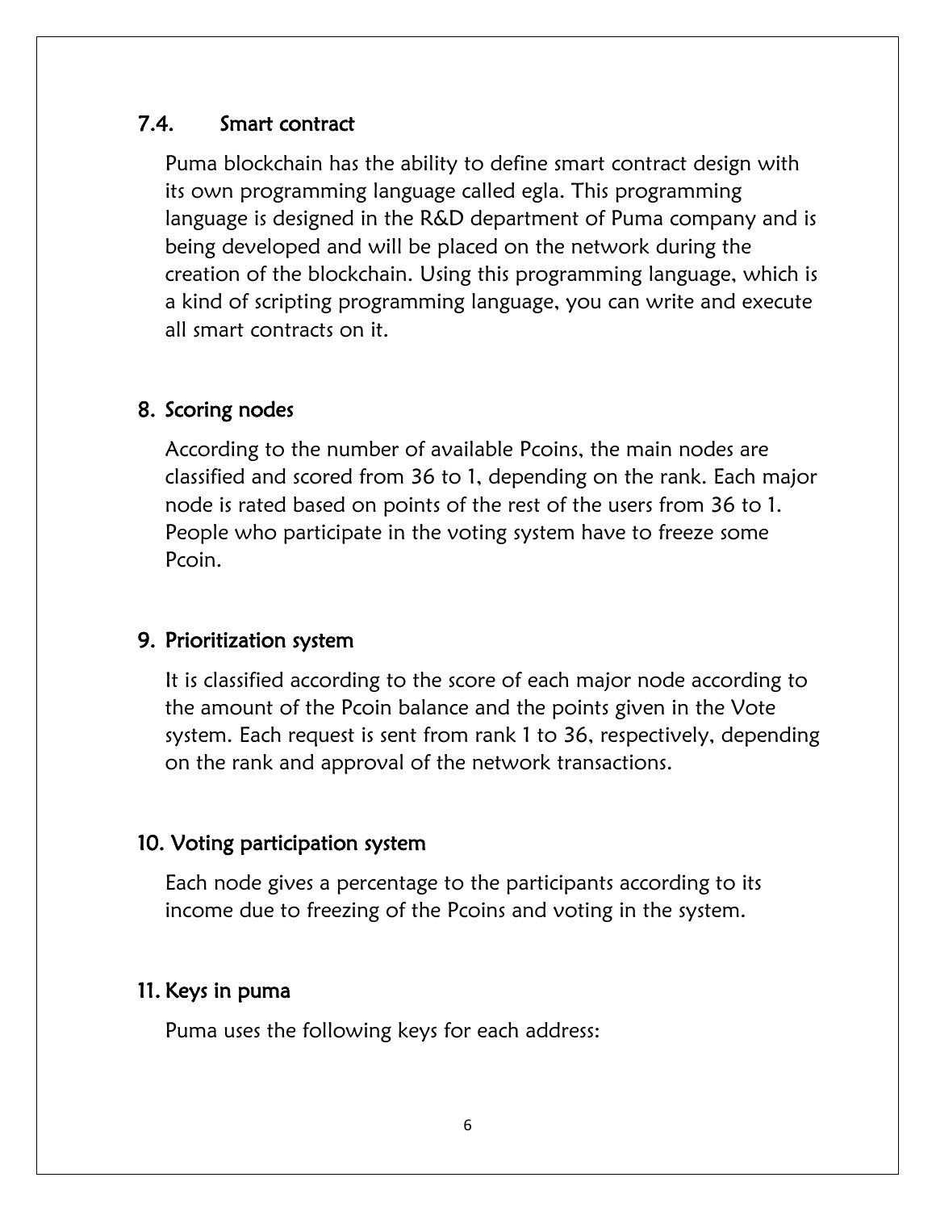### 7.4. Smart contract

Puma blockchain has the ability to define smart contract design with its own programming language called egla. This programming language is designed in the R&D department of Puma company and is being developed and will be placed on the network during the creation of the blockchain. Using this programming language, which is a kind of scripting programming language, you can write and execute all smart contracts on it.

## 8. Scoring nodes

According to the number of available Pcoins, the main nodes are classified and scored from 36 to 1, depending on the rank. Each major node is rated based on points of the rest of the users from 36 to 1. People who participate in the voting system have to freeze some Pcoin.

## 9. Prioritization system

It is classified according to the score of each major node according to the amount of the Pcoin balance and the points given in the Vote system. Each request is sent from rank 1 to 36, respectively, depending on the rank and approval of the network transactions.

## 10. Voting participation system

Each node gives a percentage to the participants according to its income due to freezing of the Pcoins and voting in the system.

## 11. Keys in puma

Puma uses the following keys for each address: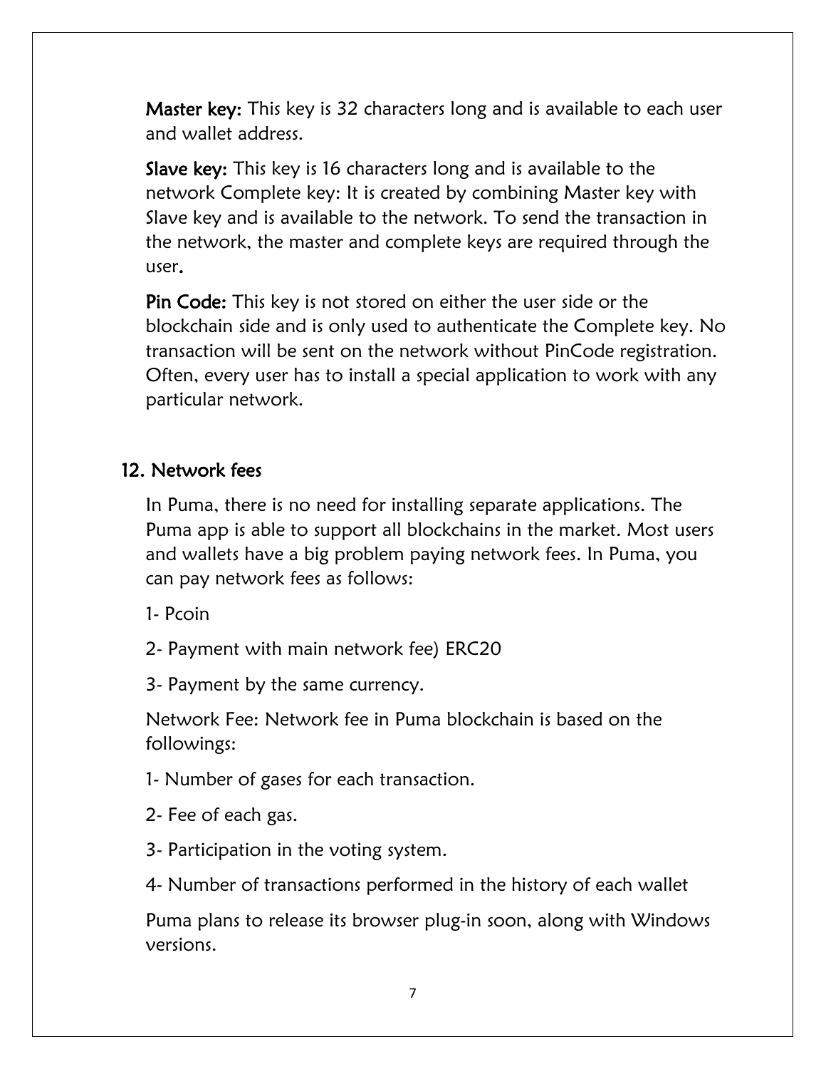**Master key:** This key is 32 characters long and is available to each user and wallet address.

**Slave key:** This key is 16 characters long and is available to the network Complete key: It is created by combining Master key with Slave key and is available to the network. To send the transaction in the network, the master and complete keys are required through the user.

**Pin Code:** This key is not stored on either the user side or the blockchain side and is only used to authenticate the Complete key. No transaction will be sent on the network without PinCode registration. Often, every user has to install a special application to work with any particular network.

## 12. Network fees

In Puma, there is no need for installing separate applications. The Puma app is able to support all blockchains in the market. Most users and wallets have a big problem paying network fees. In Puma, you can pay network fees as follows:

1- Pcoin

2- Payment with main network fee) ERC20

3- Payment by the same currency.

Network Fee: Network fee in Puma blockchain is based on the followings:

1- Number of gases for each transaction.

2- Fee of each gas.

3- Participation in the voting system.

4- Number of transactions performed in the history of each wallet

Puma plans to release its browser plug-in soon, along with Windows versions.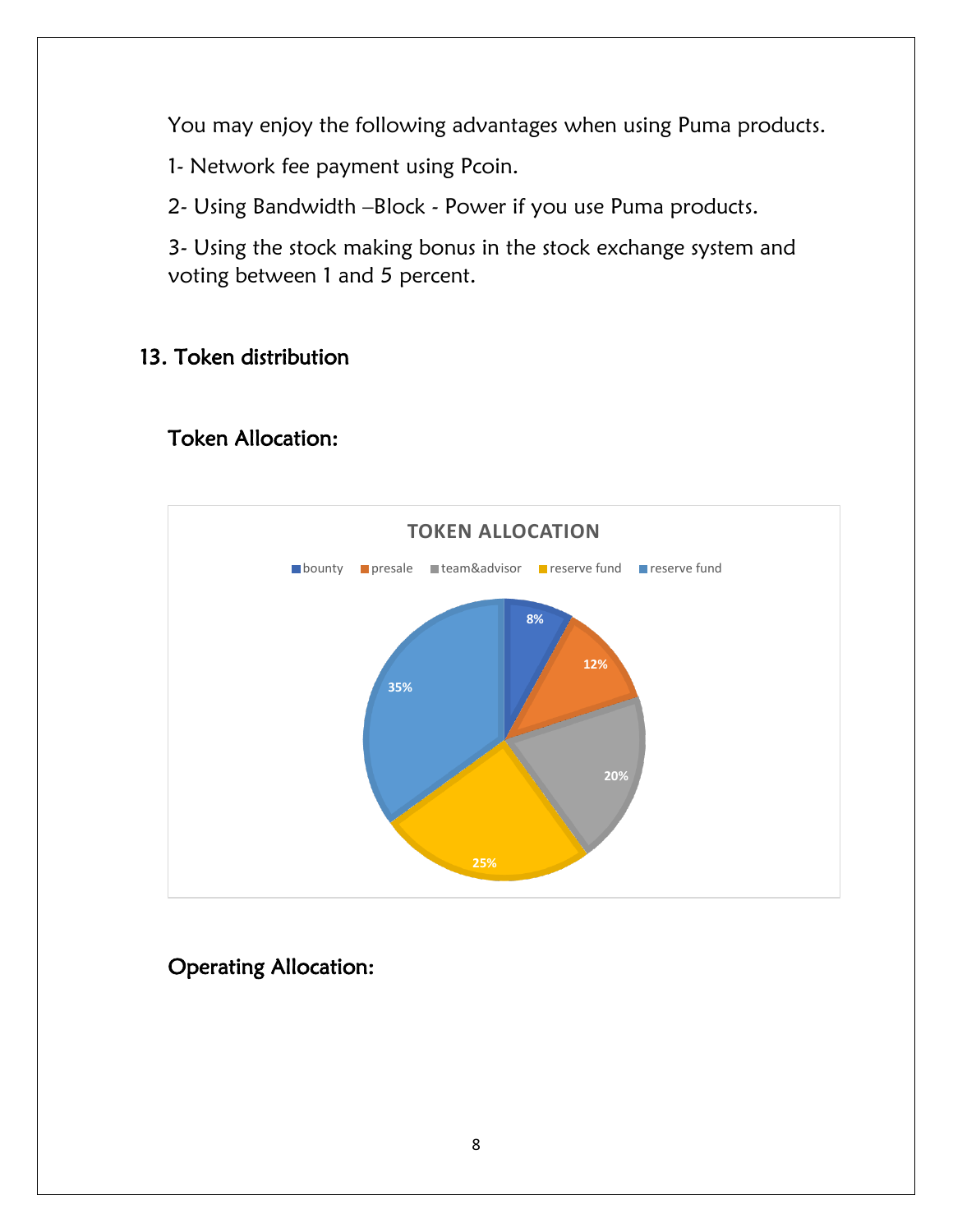You may enjoy the following advantages when using Puma products.

1- Network fee payment using Pcoin.

2- Using Bandwidth –Block - Power if you use Puma products.

3- Using the stock making bonus in the stock exchange system and voting between 1 and 5 percent.

## 13. Token distribution

### Token Allocation:

**TOKEN ALLOCATION**

| Category | Allocation |
|---|---|
| bounty | 8% |
| presale | 12% |
| team&advisor | 20% |
| reserve fund | 25% |
| reserve fund | 35% |

### Operating Allocation: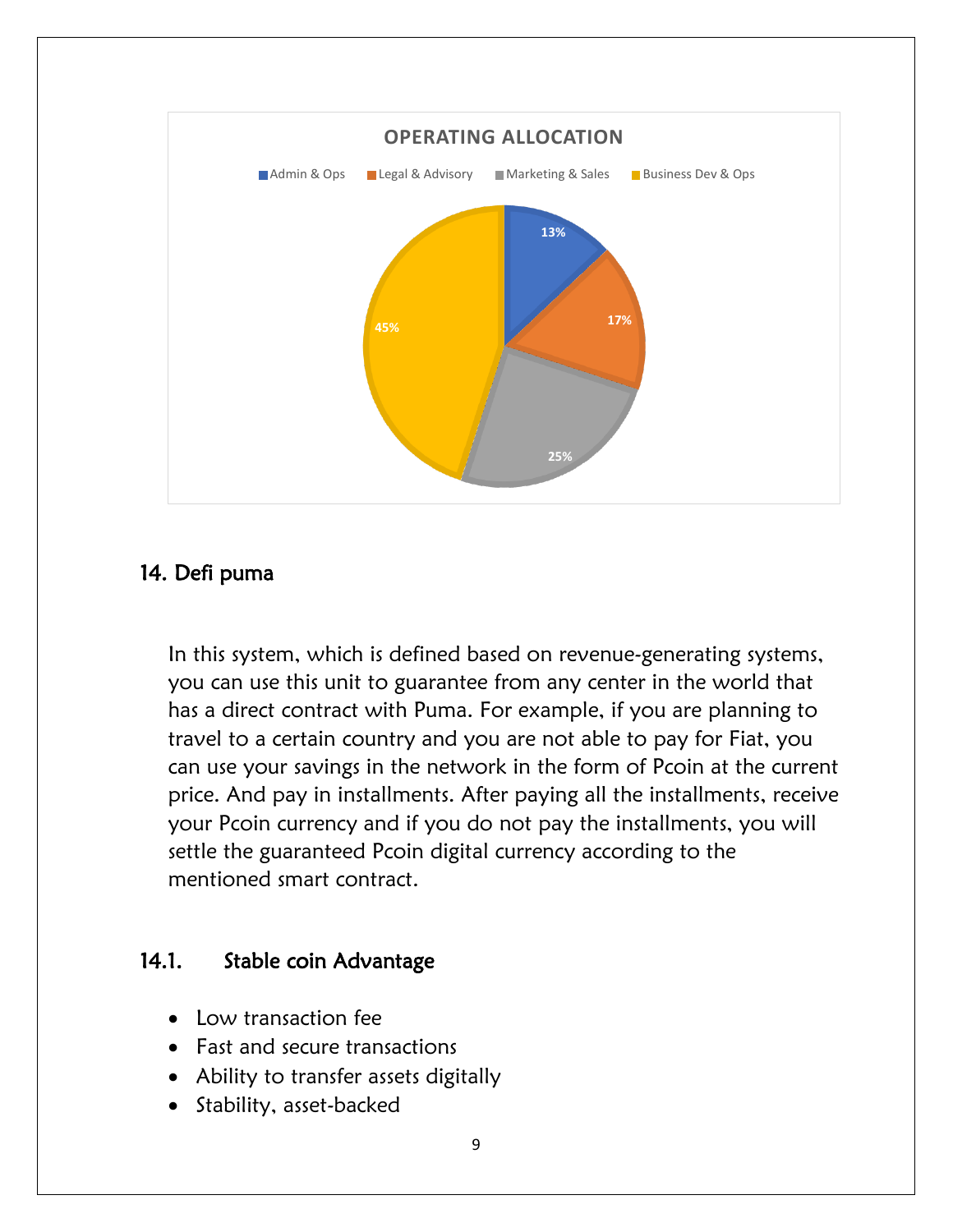**OPERATING ALLOCATION**

| Category | Allocation |
|---|---|
| Admin & Ops | 13% |
| Legal & Advisory | 17% |
| Marketing & Sales | 25% |
| Business Dev & Ops | 45% |

## 14. Defi puma

In this system, which is defined based on revenue-generating systems, you can use this unit to guarantee from any center in the world that has a direct contract with Puma. For example, if you are planning to travel to a certain country and you are not able to pay for Fiat, you can use your savings in the network in the form of Pcoin at the current price. And pay in installments. After paying all the installments, receive your Pcoin currency and if you do not pay the installments, you will settle the guaranteed Pcoin digital currency according to the mentioned smart contract.

### 14.1. Stable coin Advantage

- Low transaction fee
- Fast and secure transactions
- Ability to transfer assets digitally
- Stability, asset-backed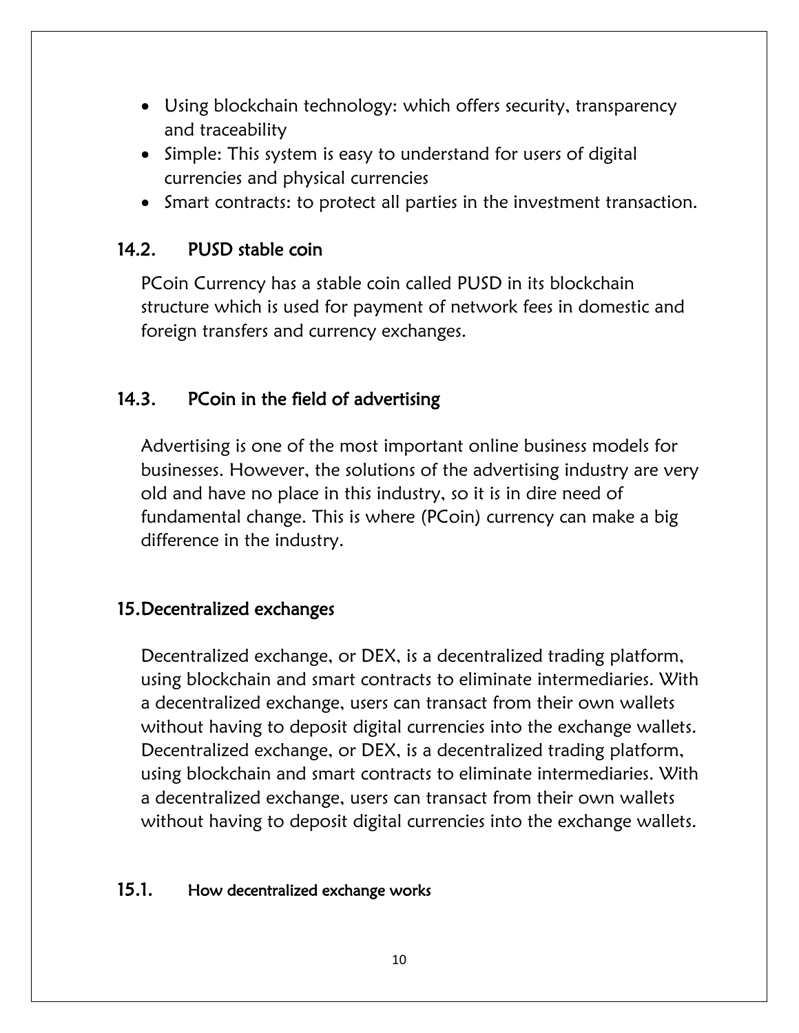- Using blockchain technology: which offers security, transparency and traceability
- Simple: This system is easy to understand for users of digital currencies and physical currencies
- Smart contracts: to protect all parties in the investment transaction.

### 14.2. PUSD stable coin

PCoin Currency has a stable coin called PUSD in its blockchain structure which is used for payment of network fees in domestic and foreign transfers and currency exchanges.

### 14.3. PCoin in the field of advertising

Advertising is one of the most important online business models for businesses. However, the solutions of the advertising industry are very old and have no place in this industry, so it is in dire need of fundamental change. This is where (PCoin) currency can make a big difference in the industry.

## 15. Decentralized exchanges

Decentralized exchange, or DEX, is a decentralized trading platform, using blockchain and smart contracts to eliminate intermediaries. With a decentralized exchange, users can transact from their own wallets without having to deposit digital currencies into the exchange wallets. Decentralized exchange, or DEX, is a decentralized trading platform, using blockchain and smart contracts to eliminate intermediaries. With a decentralized exchange, users can transact from their own wallets without having to deposit digital currencies into the exchange wallets.

### 15.1. How decentralized exchange works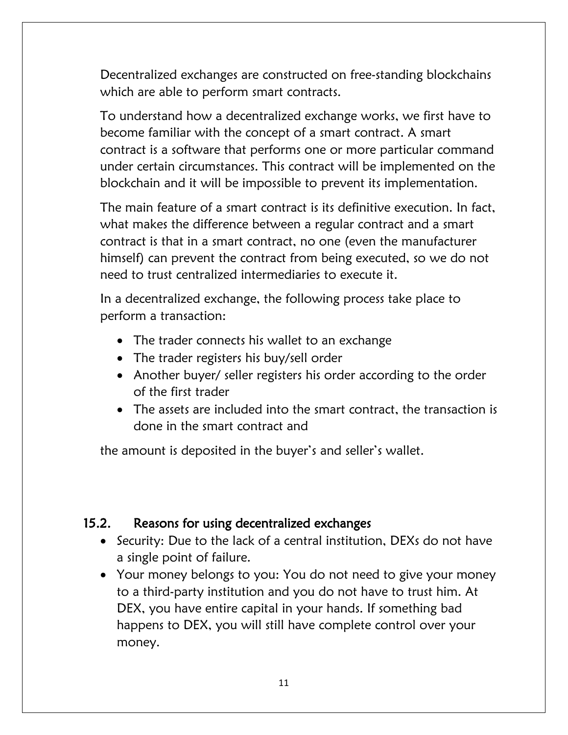Decentralized exchanges are constructed on free-standing blockchains which are able to perform smart contracts.

To understand how a decentralized exchange works, we first have to become familiar with the concept of a smart contract. A smart contract is a software that performs one or more particular command under certain circumstances. This contract will be implemented on the blockchain and it will be impossible to prevent its implementation.

The main feature of a smart contract is its definitive execution. In fact, what makes the difference between a regular contract and a smart contract is that in a smart contract, no one (even the manufacturer himself) can prevent the contract from being executed, so we do not need to trust centralized intermediaries to execute it.

In a decentralized exchange, the following process take place to perform a transaction:

- The trader connects his wallet to an exchange
- The trader registers his buy/sell order
- Another buyer/ seller registers his order according to the order of the first trader
- The assets are included into the smart contract, the transaction is done in the smart contract and

the amount is deposited in the buyer's and seller's wallet.

## 15.2. Reasons for using decentralized exchanges

- Security: Due to the lack of a central institution, DEXs do not have a single point of failure.
- Your money belongs to you: You do not need to give your money to a third-party institution and you do not have to trust him. At DEX, you have entire capital in your hands. If something bad happens to DEX, you will still have complete control over your money.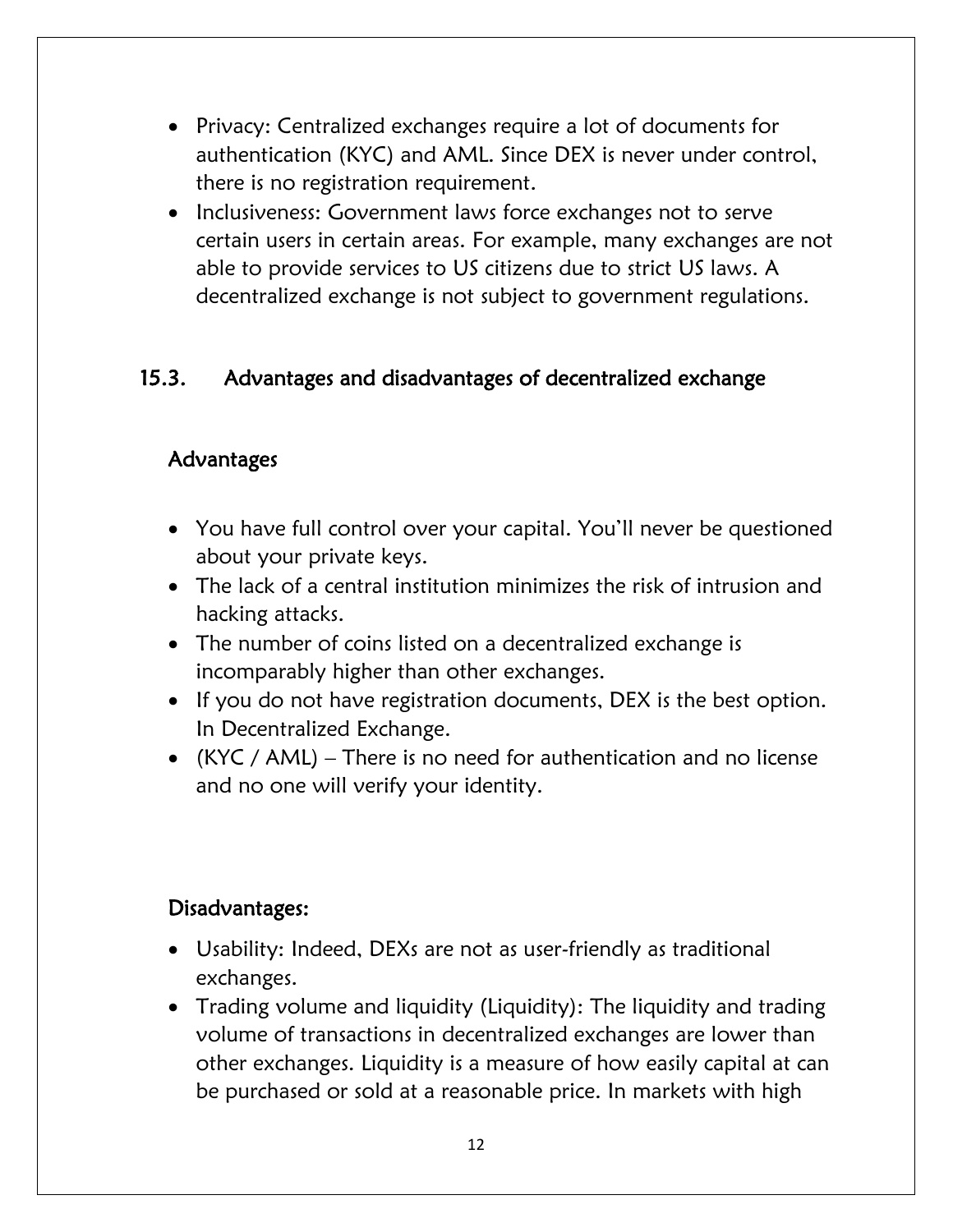- Privacy: Centralized exchanges require a lot of documents for authentication (KYC) and AML. Since DEX is never under control, there is no registration requirement.
- Inclusiveness: Government laws force exchanges not to serve certain users in certain areas. For example, many exchanges are not able to provide services to US citizens due to strict US laws. A decentralized exchange is not subject to government regulations.

## 15.3. Advantages and disadvantages of decentralized exchange

### Advantages

- You have full control over your capital. You'll never be questioned about your private keys.
- The lack of a central institution minimizes the risk of intrusion and hacking attacks.
- The number of coins listed on a decentralized exchange is incomparably higher than other exchanges.
- If you do not have registration documents, DEX is the best option. In Decentralized Exchange.
- (KYC / AML) – There is no need for authentication and no license and no one will verify your identity.

### Disadvantages:

- Usability: Indeed, DEXs are not as user-friendly as traditional exchanges.
- Trading volume and liquidity (Liquidity): The liquidity and trading volume of transactions in decentralized exchanges are lower than other exchanges. Liquidity is a measure of how easily capital at can be purchased or sold at a reasonable price. In markets with high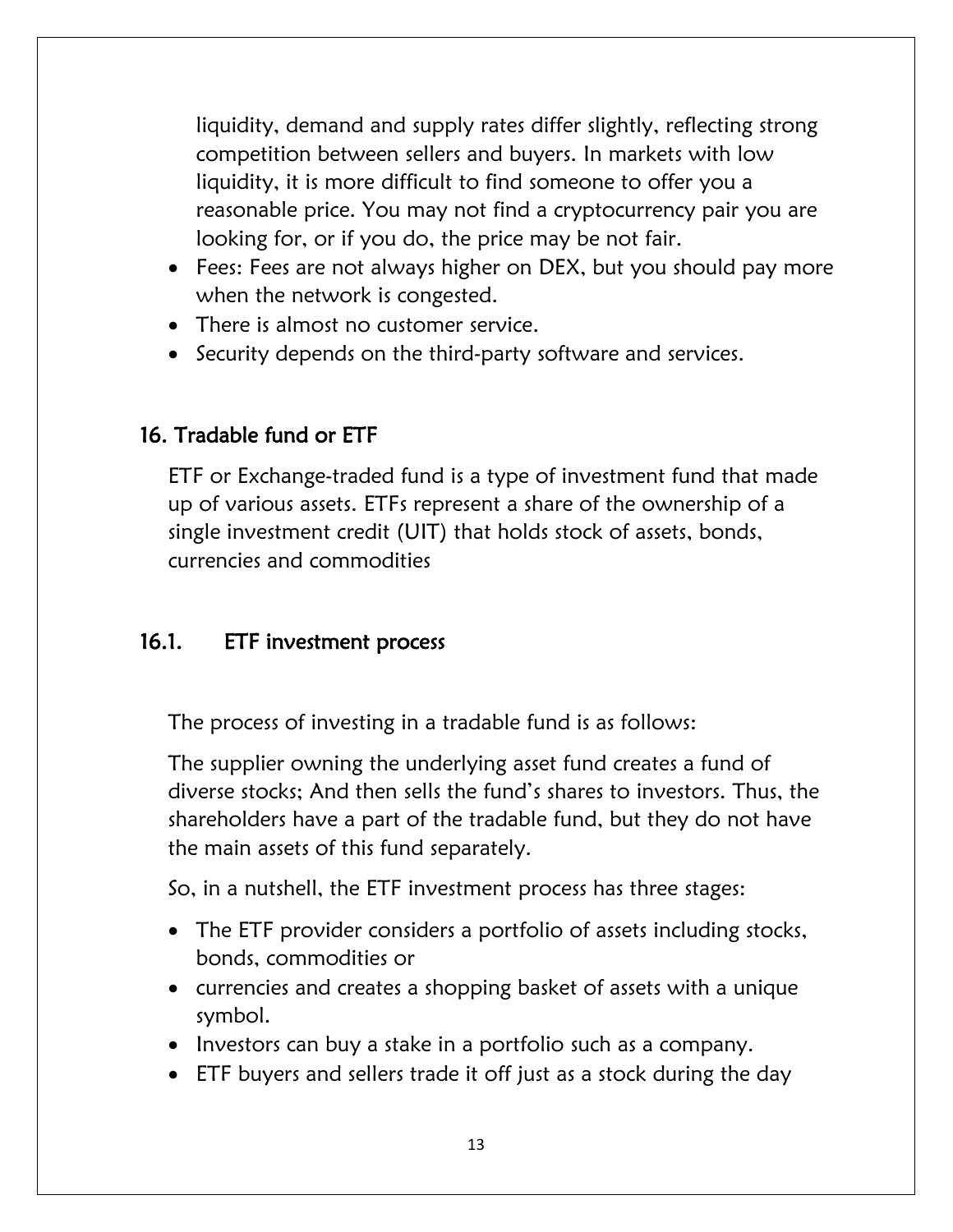liquidity, demand and supply rates differ slightly, reflecting strong competition between sellers and buyers. In markets with low liquidity, it is more difficult to find someone to offer you a reasonable price. You may not find a cryptocurrency pair you are looking for, or if you do, the price may be not fair.

- Fees: Fees are not always higher on DEX, but you should pay more when the network is congested.
- There is almost no customer service.
- Security depends on the third-party software and services.

## 16. Tradable fund or ETF

ETF or Exchange-traded fund is a type of investment fund that made up of various assets. ETFs represent a share of the ownership of a single investment credit (UIT) that holds stock of assets, bonds, currencies and commodities

### 16.1. ETF investment process

The process of investing in a tradable fund is as follows:

The supplier owning the underlying asset fund creates a fund of diverse stocks; And then sells the fund's shares to investors. Thus, the shareholders have a part of the tradable fund, but they do not have the main assets of this fund separately.

So, in a nutshell, the ETF investment process has three stages:

- The ETF provider considers a portfolio of assets including stocks, bonds, commodities or
- currencies and creates a shopping basket of assets with a unique symbol.
- Investors can buy a stake in a portfolio such as a company.
- ETF buyers and sellers trade it off just as a stock during the day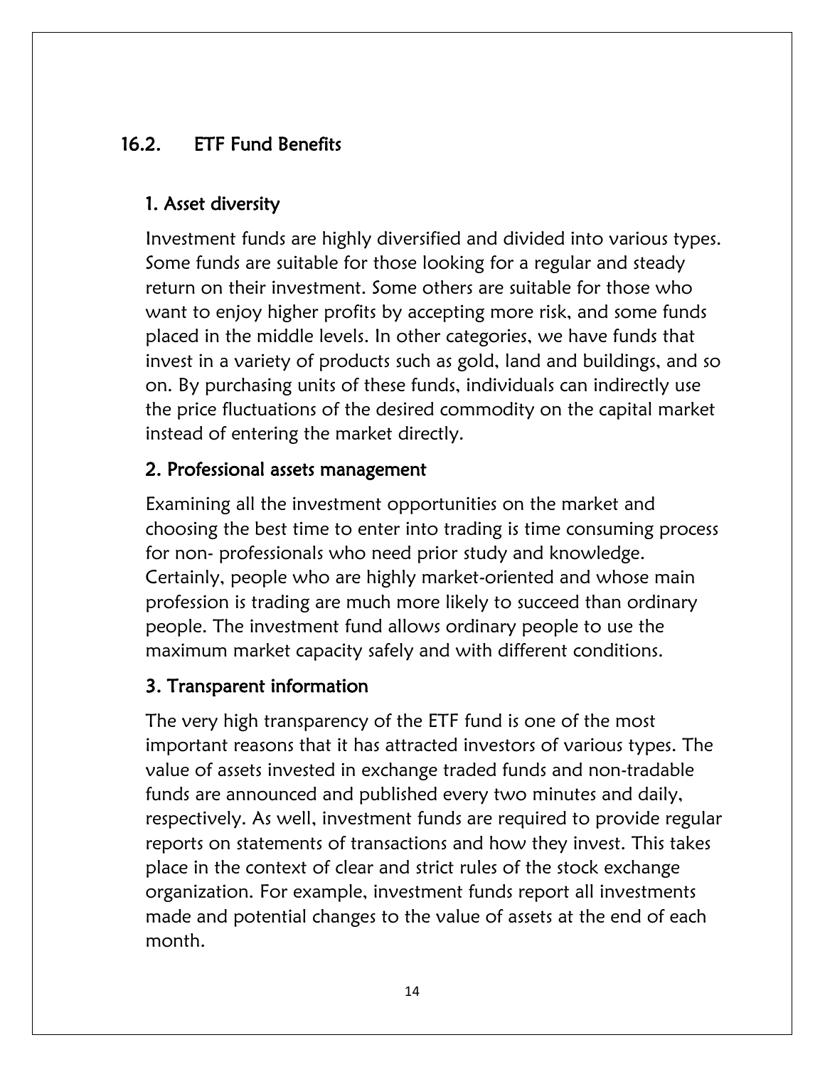## 16.2. ETF Fund Benefits

### 1. Asset diversity

Investment funds are highly diversified and divided into various types. Some funds are suitable for those looking for a regular and steady return on their investment. Some others are suitable for those who want to enjoy higher profits by accepting more risk, and some funds placed in the middle levels. In other categories, we have funds that invest in a variety of products such as gold, land and buildings, and so on. By purchasing units of these funds, individuals can indirectly use the price fluctuations of the desired commodity on the capital market instead of entering the market directly.

### 2. Professional assets management

Examining all the investment opportunities on the market and choosing the best time to enter into trading is time consuming process for non- professionals who need prior study and knowledge. Certainly, people who are highly market-oriented and whose main profession is trading are much more likely to succeed than ordinary people. The investment fund allows ordinary people to use the maximum market capacity safely and with different conditions.

### 3. Transparent information

The very high transparency of the ETF fund is one of the most important reasons that it has attracted investors of various types. The value of assets invested in exchange traded funds and non-tradable funds are announced and published every two minutes and daily, respectively. As well, investment funds are required to provide regular reports on statements of transactions and how they invest. This takes place in the context of clear and strict rules of the stock exchange organization. For example, investment funds report all investments made and potential changes to the value of assets at the end of each month.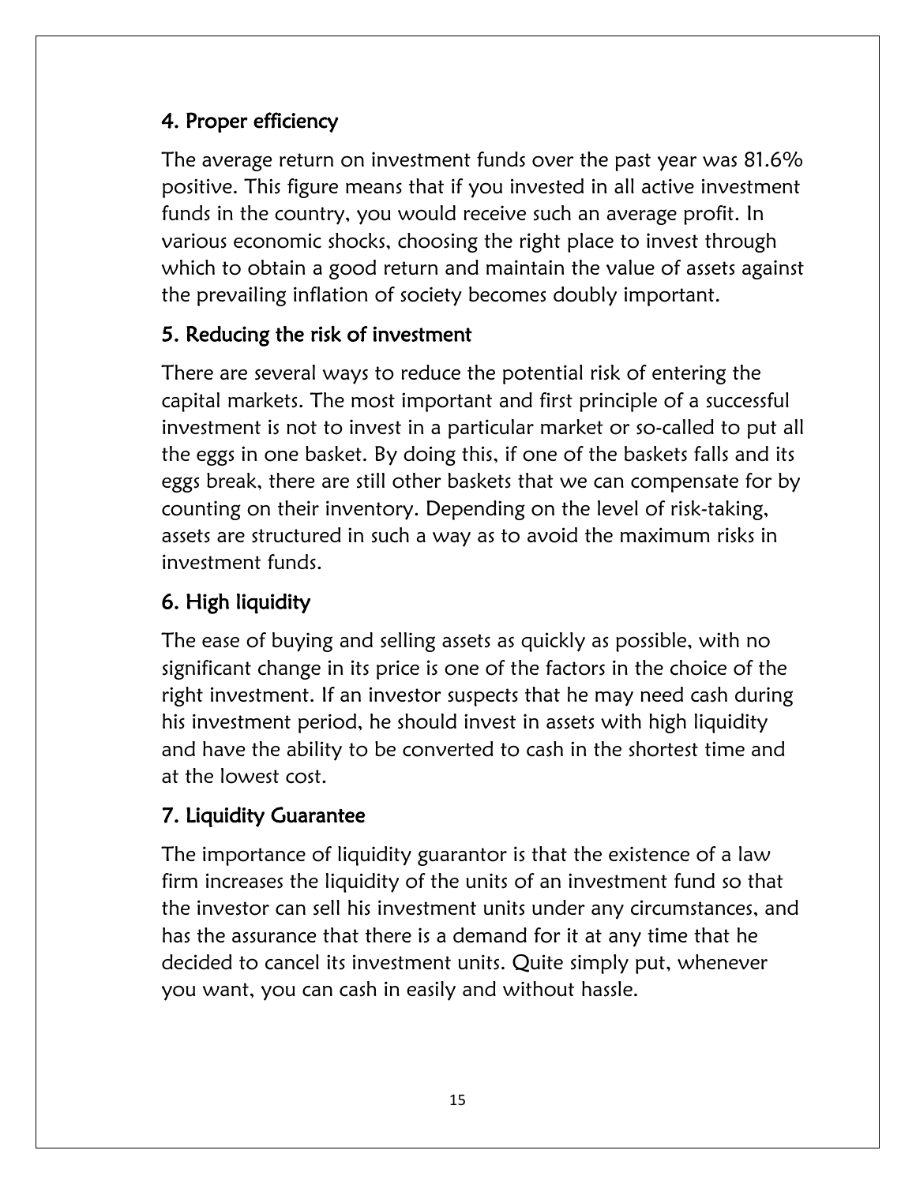## 4. Proper efficiency

The average return on investment funds over the past year was 81.6% positive. This figure means that if you invested in all active investment funds in the country, you would receive such an average profit. In various economic shocks, choosing the right place to invest through which to obtain a good return and maintain the value of assets against the prevailing inflation of society becomes doubly important.

## 5. Reducing the risk of investment

There are several ways to reduce the potential risk of entering the capital markets. The most important and first principle of a successful investment is not to invest in a particular market or so-called to put all the eggs in one basket. By doing this, if one of the baskets falls and its eggs break, there are still other baskets that we can compensate for by counting on their inventory. Depending on the level of risk-taking, assets are structured in such a way as to avoid the maximum risks in investment funds.

## 6. High liquidity

The ease of buying and selling assets as quickly as possible, with no significant change in its price is one of the factors in the choice of the right investment. If an investor suspects that he may need cash during his investment period, he should invest in assets with high liquidity and have the ability to be converted to cash in the shortest time and at the lowest cost.

## 7. Liquidity Guarantee

The importance of liquidity guarantor is that the existence of a law firm increases the liquidity of the units of an investment fund so that the investor can sell his investment units under any circumstances, and has the assurance that there is a demand for it at any time that he decided to cancel its investment units. Quite simply put, whenever you want, you can cash in easily and without hassle.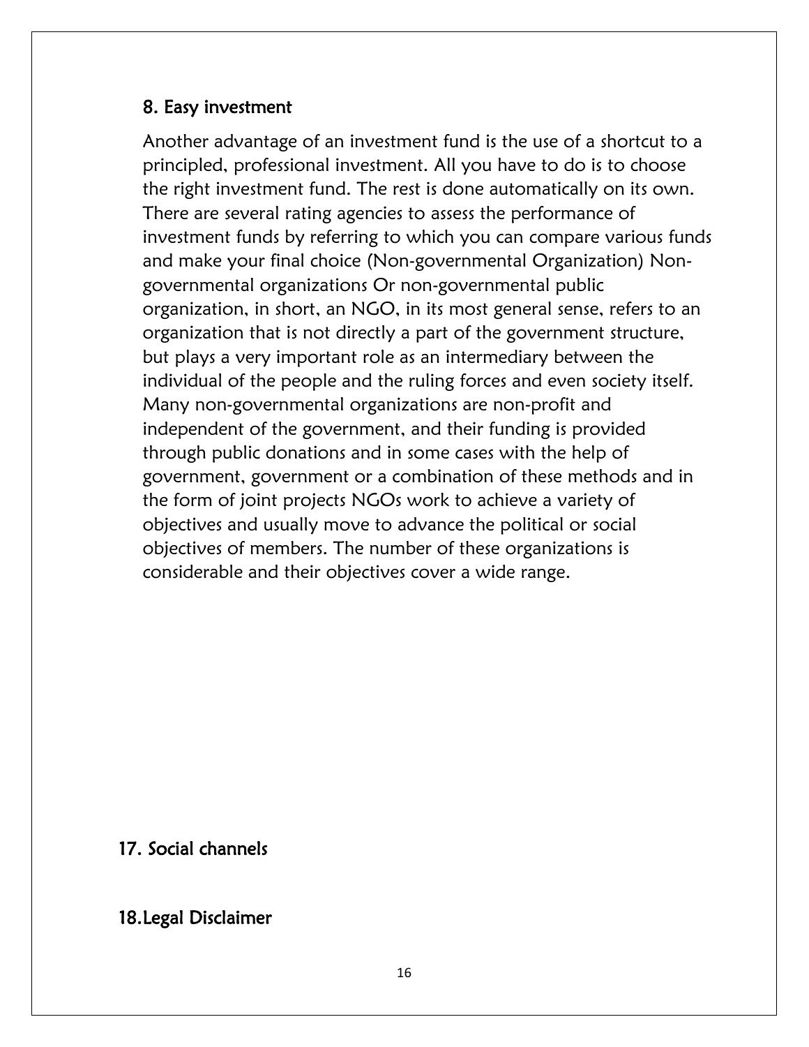## 8. Easy investment

Another advantage of an investment fund is the use of a shortcut to a principled, professional investment. All you have to do is to choose the right investment fund. The rest is done automatically on its own. There are several rating agencies to assess the performance of investment funds by referring to which you can compare various funds and make your final choice (Non-governmental Organization) Non-governmental organizations Or non-governmental public organization, in short, an NGO, in its most general sense, refers to an organization that is not directly a part of the government structure, but plays a very important role as an intermediary between the individual of the people and the ruling forces and even society itself. Many non-governmental organizations are non-profit and independent of the government, and their funding is provided through public donations and in some cases with the help of government, government or a combination of these methods and in the form of joint projects NGOs work to achieve a variety of objectives and usually move to advance the political or social objectives of members. The number of these organizations is considerable and their objectives cover a wide range.

## 17. Social channels

## 18.Legal Disclaimer